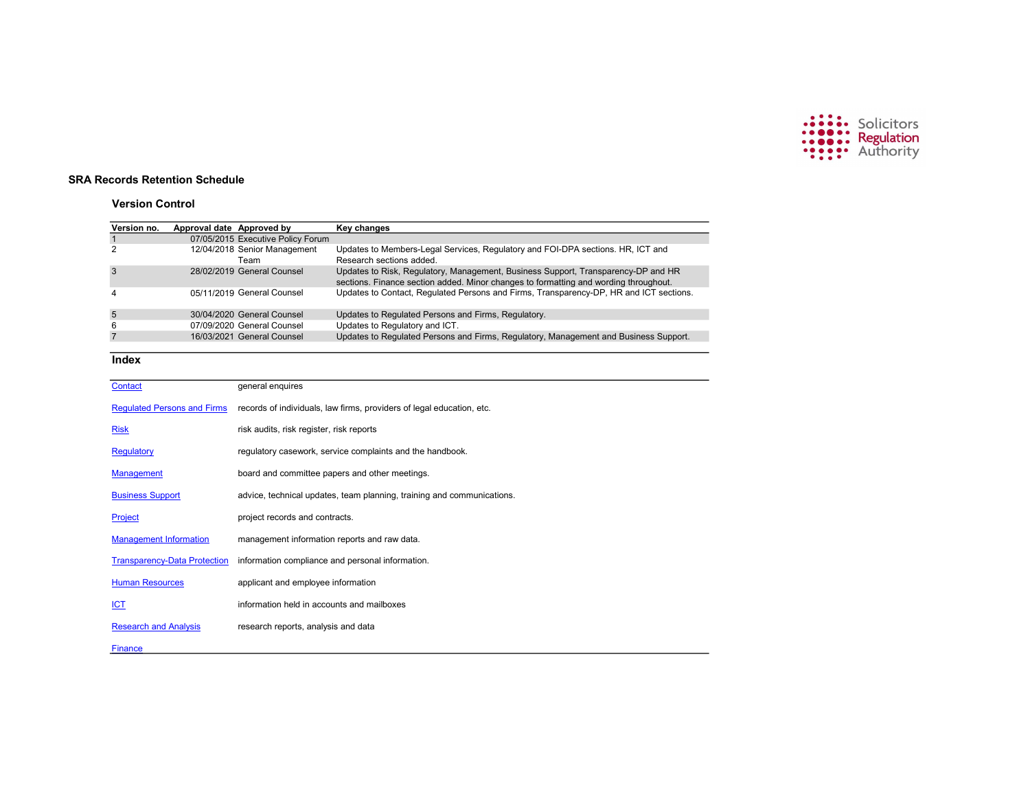Solicitors Regulation Authority

# SRA Records Retention Schedule

## Version Control

| Version no. | Approval date | Approved by | Key changes |
| --- | --- | --- | --- |
| 1 | 07/05/2015 | Executive Policy Forum | |
| 2 | 12/04/2018 | Senior Management Team | Updates to Members-Legal Services, Regulatory and FOI-DPA sections. HR, ICT and Research sections added. |
| 3 | 28/02/2019 | General Counsel | Updates to Risk, Regulatory, Management, Business Support, Transparency-DP and HR sections. Finance section added. Minor changes to formatting and wording throughout. |
| 4 | 05/11/2019 | General Counsel | Updates to Contact, Regulated Persons and Firms, Transparency-DP, HR and ICT sections. |
| 5 | 30/04/2020 | General Counsel | Updates to Regulated Persons and Firms, Regulatory. |
| 6 | 07/09/2020 | General Counsel | Updates to Regulatory and ICT. |
| 7 | 16/03/2021 | General Counsel | Updates to Regulated Persons and Firms, Regulatory, Management and Business Support. |

## Index

| | |
| --- | --- |
| Contact | general enquires |
| Regulated Persons and Firms | records of individuals, law firms, providers of legal education, etc. |
| Risk | risk audits, risk register, risk reports |
| Regulatory | regulatory casework, service complaints and the handbook. |
| Management | board and committee papers and other meetings. |
| Business Support | advice, technical updates, team planning, training and communications. |
| Project | project records and contracts. |
| Management Information | management information reports and raw data. |
| Transparency-Data Protection | information compliance and personal information. |
| Human Resources | applicant and employee information |
| ICT | information held in accounts and mailboxes |
| Research and Analysis | research reports, analysis and data |
| Finance | |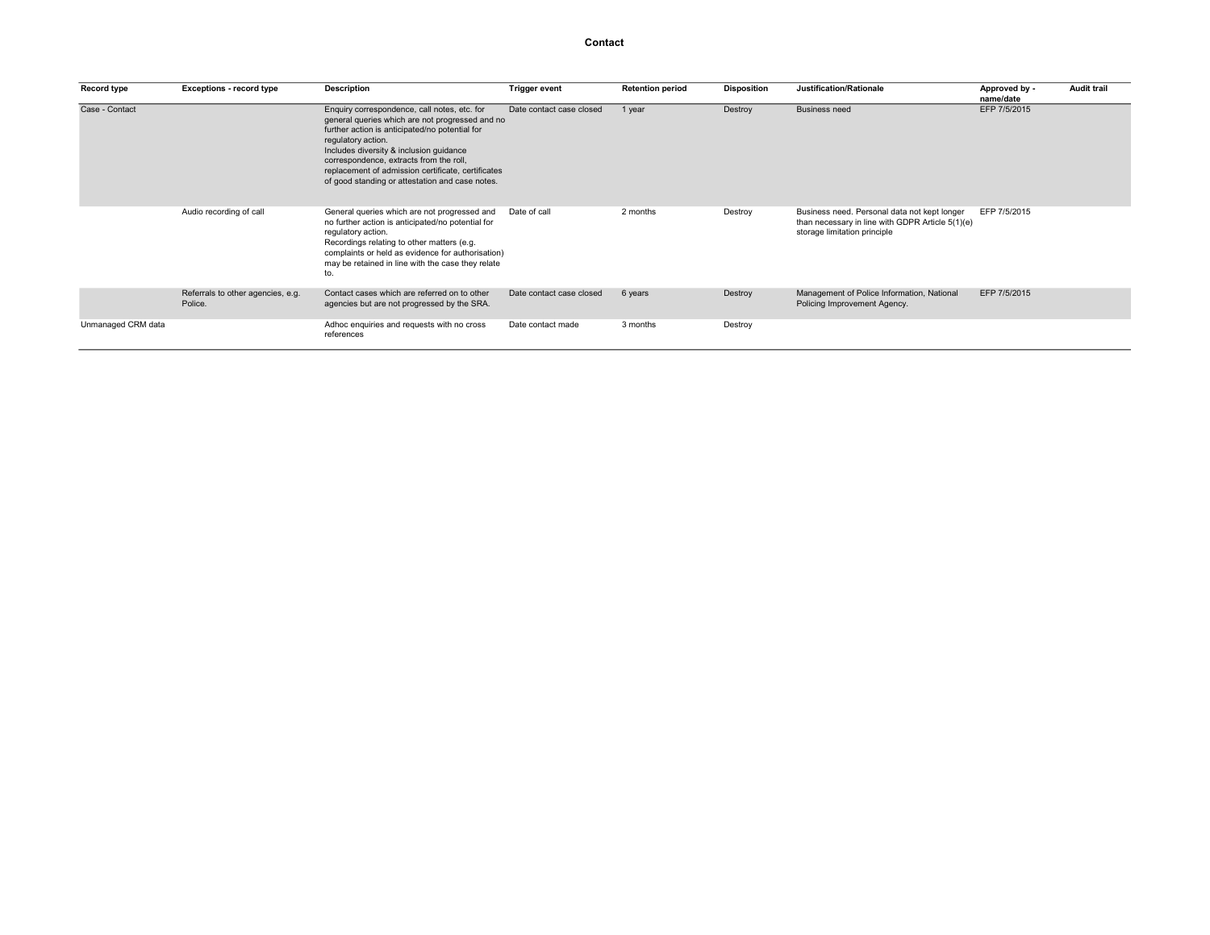# Contact

| Record type | Exceptions - record type | Description | Trigger event | Retention period | Disposition | Justification/Rationale | Approved by - name/date | Audit trail |
|---|---|---|---|---|---|---|---|---|
| Case - Contact | | Enquiry correspondence, call notes, etc. for general queries which are not progressed and no further action is anticipated/no potential for regulatory action.<br>Includes diversity & inclusion guidance correspondence, extracts from the roll, replacement of admission certificate, certificates of good standing or attestation and case notes. | Date contact case closed | 1 year | Destroy | Business need | EFP 7/5/2015 | |
| | Audio recording of call | General queries which are not progressed and no further action is anticipated/no potential for regulatory action.<br>Recordings relating to other matters (e.g. complaints or held as evidence for authorisation) may be retained in line with the case they relate to. | Date of call | 2 months | Destroy | Business need. Personal data not kept longer than necessary in line with GDPR Article 5(1)(e) storage limitation principle | EFP 7/5/2015 | |
| | Referrals to other agencies, e.g. Police. | Contact cases which are referred on to other agencies but are not progressed by the SRA. | Date contact case closed | 6 years | Destroy | Management of Police Information, National Policing Improvement Agency. | EFP 7/5/2015 | |
| Unmanaged CRM data | | Adhoc enquiries and requests with no cross references | Date contact made | 3 months | Destroy | | | |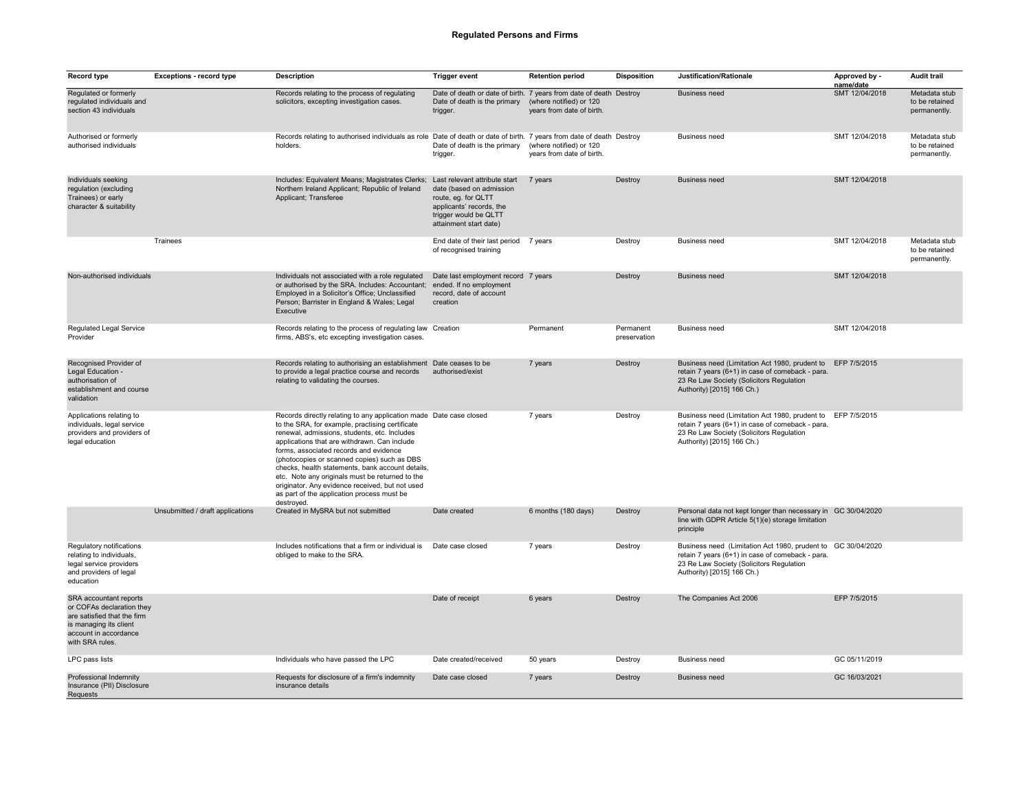## Regulated Persons and Firms

| Record type | Exceptions - record type | Description | Trigger event | Retention period | Disposition | Justification/Rationale | Approved by - name/date | Audit trail |
|---|---|---|---|---|---|---|---|---|
| Regulated or formerly regulated individuals and section 43 individuals | | Records relating to the process of regulating solicitors, excepting investigation cases. | Date of death or date of birth. Date of death is the primary trigger. | 7 years from date of death (where notified) or 120 years from date of birth. | Destroy | Business need | SMT 12/04/2018 | Metadata stub to be retained permanently. |
| Authorised or formerly authorised individuals | | Records relating to authorised individuals as role holders. | Date of death or date of birth. Date of death is the primary trigger. | 7 years from date of death (where notified) or 120 years from date of birth. | Destroy | Business need | SMT 12/04/2018 | Metadata stub to be retained permanently. |
| Individuals seeking regulation (excluding Trainees) or early character & suitability | | Includes: Equivalent Means; Magistrates Clerks; Northern Ireland Applicant; Republic of Ireland Applicant; Transferee | Last relevant attribute start date (based on admission route, eg. for QLTT applicants' records, the trigger would be QLTT attainment start date) | 7 years | Destroy | Business need | SMT 12/04/2018 | |
| | Trainees | | End date of their last period of recognised training | 7 years | Destroy | Business need | SMT 12/04/2018 | Metadata stub to be retained permanently. |
| Non-authorised individuals | | Individuals not associated with a role regulated or authorised by the SRA. Includes: Accountant; Employed in a Solicitor's Office; Unclassified Person; Barrister in England & Wales; Legal Executive | Date last employment record ended. If no employment record, date of account creation | 7 years | Destroy | Business need | SMT 12/04/2018 | |
| Regulated Legal Service Provider | | Records relating to the process of regulating law firms, ABS's, etc excepting investigation cases. | Creation | Permanent | Permanent preservation | Business need | SMT 12/04/2018 | |
| Recognised Provider of Legal Education - authorisation of establishment and course validation | | Records relating to authorising an establishment to provide a legal practice course and records relating to validating the courses. | Date ceases to be authorised/exist | 7 years | Destroy | Business need (Limitation Act 1980, prudent to retain 7 years (6+1) in case of comeback - para. 23 Re Law Society (Solicitors Regulation Authority) [2015] 166 Ch.) | EFP 7/5/2015 | |
| Applications relating to individuals, legal service providers and providers of legal education | | Records directly relating to any application made to the SRA, for example, practising certificate renewal, admissions, students, etc. Includes applications that are withdrawn. Can include forms, associated records and evidence (photocopies or scanned copies) such as DBS checks, health statements, bank account details, etc. Note any originals must be returned to the originator. Any evidence received, but not used as part of the application process must be destroyed. | Date case closed | 7 years | Destroy | Business need (Limitation Act 1980, prudent to retain 7 years (6+1) in case of comeback - para. 23 Re Law Society (Solicitors Regulation Authority) [2015] 166 Ch.) | EFP 7/5/2015 | |
| | Unsubmitted / draft applications | Created in MySRA but not submitted | Date created | 6 months (180 days) | Destroy | Personal data not kept longer than necessary in line with GDPR Article 5(1)(e) storage limitation principle | GC 30/04/2020 | |
| Regulatory notifications relating to individuals, legal service providers and providers of legal education | | Includes notifications that a firm or individual is obliged to make to the SRA. | Date case closed | 7 years | Destroy | Business need (Limitation Act 1980, prudent to retain 7 years (6+1) in case of comeback - para. 23 Re Law Society (Solicitors Regulation Authority) [2015] 166 Ch.) | GC 30/04/2020 | |
| SRA accountant reports or COFAs declaration they are satisfied that the firm is managing its client account in accordance with SRA rules. | | | Date of receipt | 6 years | Destroy | The Companies Act 2006 | EFP 7/5/2015 | |
| LPC pass lists | | Individuals who have passed the LPC | Date created/received | 50 years | Destroy | Business need | GC 05/11/2019 | |
| Professional Indemnity Insurance (PII) Disclosure Requests | | Requests for disclosure of a firm's indemnity insurance details | Date case closed | 7 years | Destroy | Business need | GC 16/03/2021 | |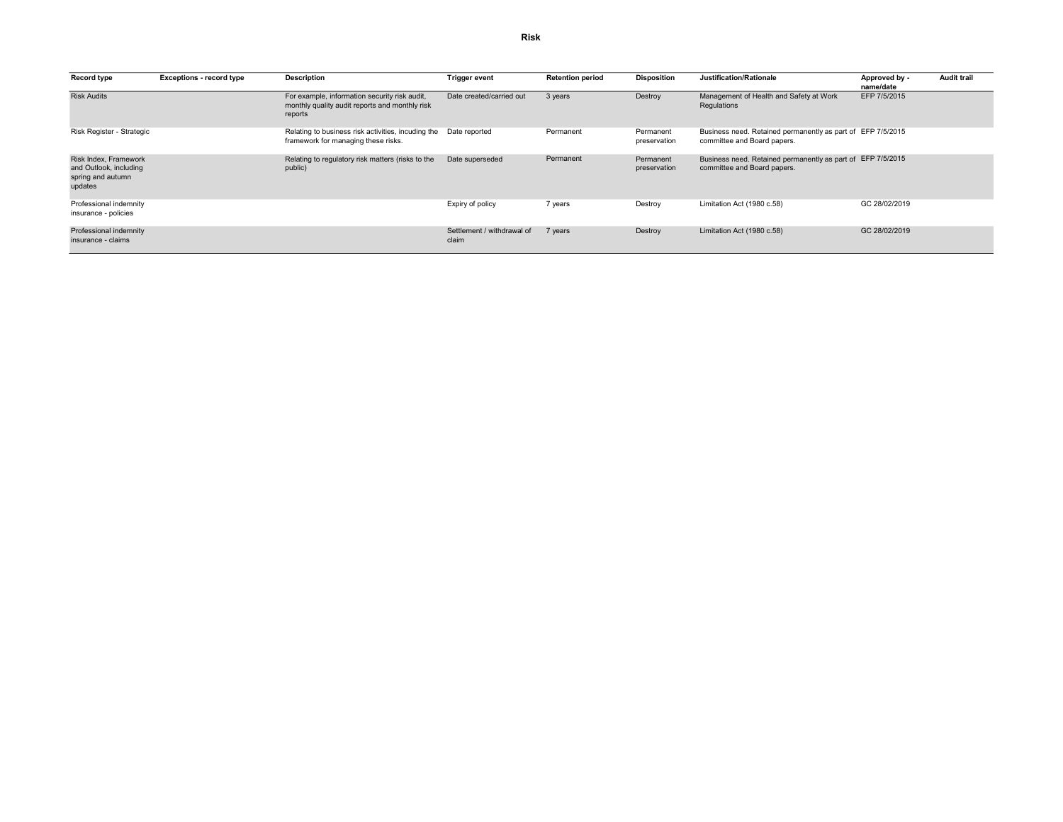# Risk

| Record type | Exceptions - record type | Description | Trigger event | Retention period | Disposition | Justification/Rationale | Approved by - name/date | Audit trail |
|---|---|---|---|---|---|---|---|---|
| Risk Audits | | For example, information security risk audit, monthly quality audit reports and monthly risk reports | Date created/carried out | 3 years | Destroy | Management of Health and Safety at Work Regulations | EFP 7/5/2015 | |
| Risk Register - Strategic | | Relating to business risk activities, incuding the framework for managing these risks. | Date reported | Permanent | Permanent preservation | Business need. Retained permanently as part of committee and Board papers. | EFP 7/5/2015 | |
| Risk Index, Framework and Outlook, including spring and autumn updates | | Relating to regulatory risk matters (risks to the public) | Date superseded | Permanent | Permanent preservation | Business need. Retained permanently as part of committee and Board papers. | EFP 7/5/2015 | |
| Professional indemnity insurance - policies | | | Expiry of policy | 7 years | Destroy | Limitation Act (1980 c.58) | GC 28/02/2019 | |
| Professional indemnity insurance - claims | | | Settlement / withdrawal of claim | 7 years | Destroy | Limitation Act (1980 c.58) | GC 28/02/2019 | |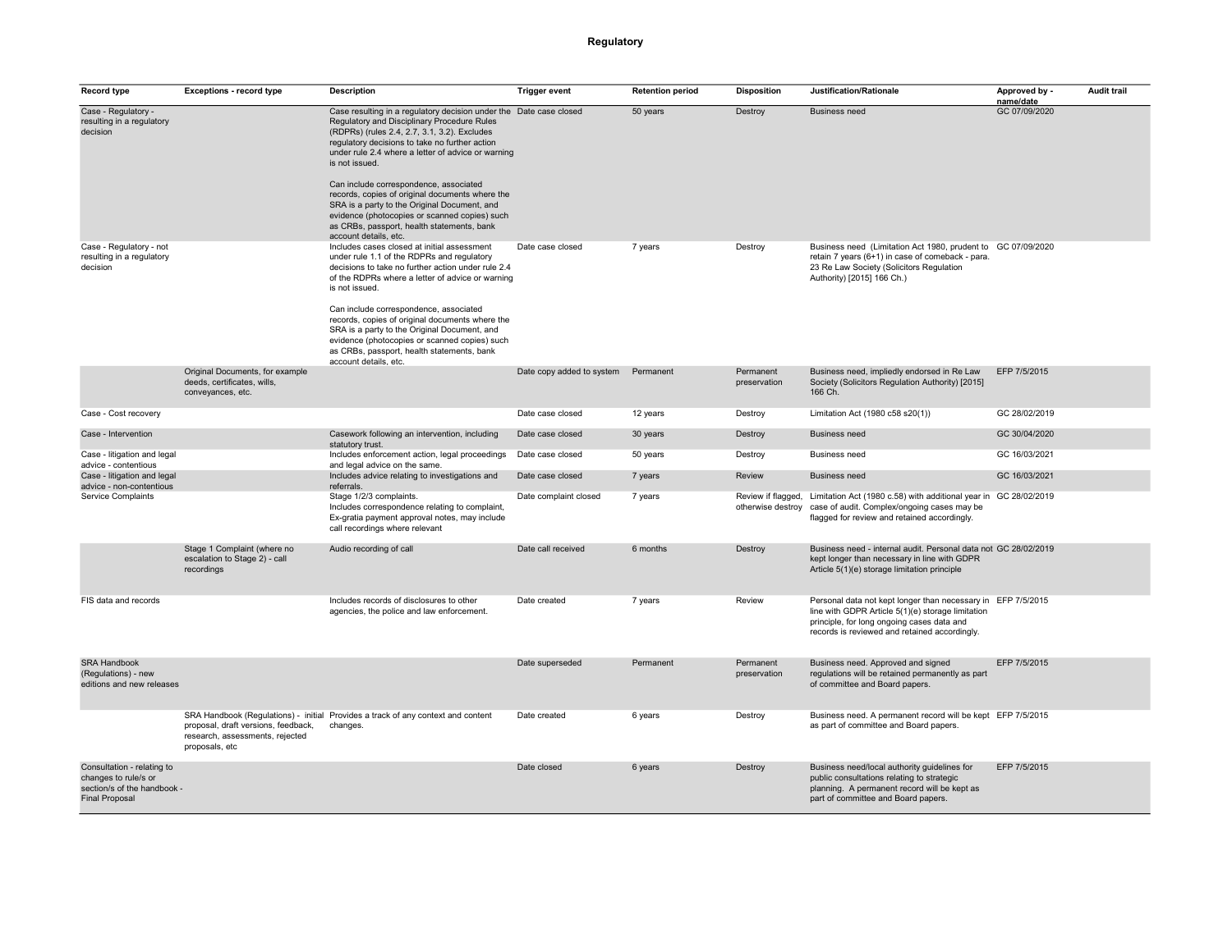# Regulatory

| Record type | Exceptions - record type | Description | Trigger event | Retention period | Disposition | Justification/Rationale | Approved by - name/date | Audit trail |
|---|---|---|---|---|---|---|---|---|
| Case - Regulatory - resulting in a regulatory decision | | Case resulting in a regulatory decision under the Regulatory and Disciplinary Procedure Rules (RDPRs) (rules 2.4, 2.7, 3.1, 3.2). Excludes regulatory decisions to take no further action under rule 2.4 where a letter of advice or warning is not issued. Can include correspondence, associated records, copies of original documents where the SRA is a party to the Original Document, and evidence (photocopies or scanned copies) such as CRBs, passport, health statements, bank account details, etc. | Date case closed | 50 years | Destroy | Business need | GC 07/09/2020 | |
| Case - Regulatory - not resulting in a regulatory decision | | Includes cases closed at initial assessment under rule 1.1 of the RDPRs and regulatory decisions to take no further action under rule 2.4 of the RDPRs where a letter of advice or warning is not issued. Can include correspondence, associated records, copies of original documents where the SRA is a party to the Original Document, and evidence (photocopies or scanned copies) such as CRBs, passport, health statements, bank account details, etc. | Date case closed | 7 years | Destroy | Business need (Limitation Act 1980, prudent to retain 7 years (6+1) in case of comeback - para. 23 Re Law Society (Solicitors Regulation Authority) [2015] 166 Ch.) | GC 07/09/2020 | |
| | Original Documents, for example deeds, certificates, wills, conveyances, etc. | | Date copy added to system | Permanent | Permanent preservation | Business need, impliedly endorsed in Re Law Society (Solicitors Regulation Authority) [2015] 166 Ch. | EFP 7/5/2015 | |
| Case - Cost recovery | | | Date case closed | 12 years | Destroy | Limitation Act (1980 c58 s20(1)) | GC 28/02/2019 | |
| Case - Intervention | | Casework following an intervention, including statutory trust. | Date case closed | 30 years | Destroy | Business need | GC 30/04/2020 | |
| Case - litigation and legal advice - contentious | | Includes enforcement action, legal proceedings and legal advice on the same. | Date case closed | 50 years | Destroy | Business need | GC 16/03/2021 | |
| Case - litigation and legal advice - non-contentious | | Includes advice relating to investigations and referrals. | Date case closed | 7 years | Review | Business need | GC 16/03/2021 | |
| Service Complaints | | Stage 1/2/3 complaints. Includes correspondence relating to complaint, Ex-gratia payment approval notes, may include call recordings where relevant | Date complaint closed | 7 years | Review if flagged, otherwise destroy | Limitation Act (1980 c.58) with additional year in case of audit. Complex/ongoing cases may be flagged for review and retained accordingly. | GC 28/02/2019 | |
| | Stage 1 Complaint (where no escalation to Stage 2) - call recordings | Audio recording of call | Date call received | 6 months | Destroy | Business need - internal audit. Personal data not kept longer than necessary in line with GDPR Article 5(1)(e) storage limitation principle | GC 28/02/2019 | |
| FIS data and records | | Includes records of disclosures to other agencies, the police and law enforcement. | Date created | 7 years | Review | Personal data not kept longer than necessary in line with GDPR Article 5(1)(e) storage limitation principle, for long ongoing cases data and records is reviewed and retained accordingly. | EFP 7/5/2015 | |
| SRA Handbook (Regulations) - new editions and new releases | | | Date superseded | Permanent | Permanent preservation | Business need. Approved and signed regulations will be retained permanently as part of committee and Board papers. | EFP 7/5/2015 | |
| | SRA Handbook (Regulations) - initial proposal, draft versions, feedback, research, assessments, rejected proposals, etc | Provides a track of any context and content changes. | Date created | 6 years | Destroy | Business need. A permanent record will be kept as part of committee and Board papers. | EFP 7/5/2015 | |
| Consultation - relating to changes to rule/s or section/s of the handbook - Final Proposal | | | Date closed | 6 years | Destroy | Business need/local authority guidelines for public consultations relating to strategic planning. A permanent record will be kept as part of committee and Board papers. | EFP 7/5/2015 | |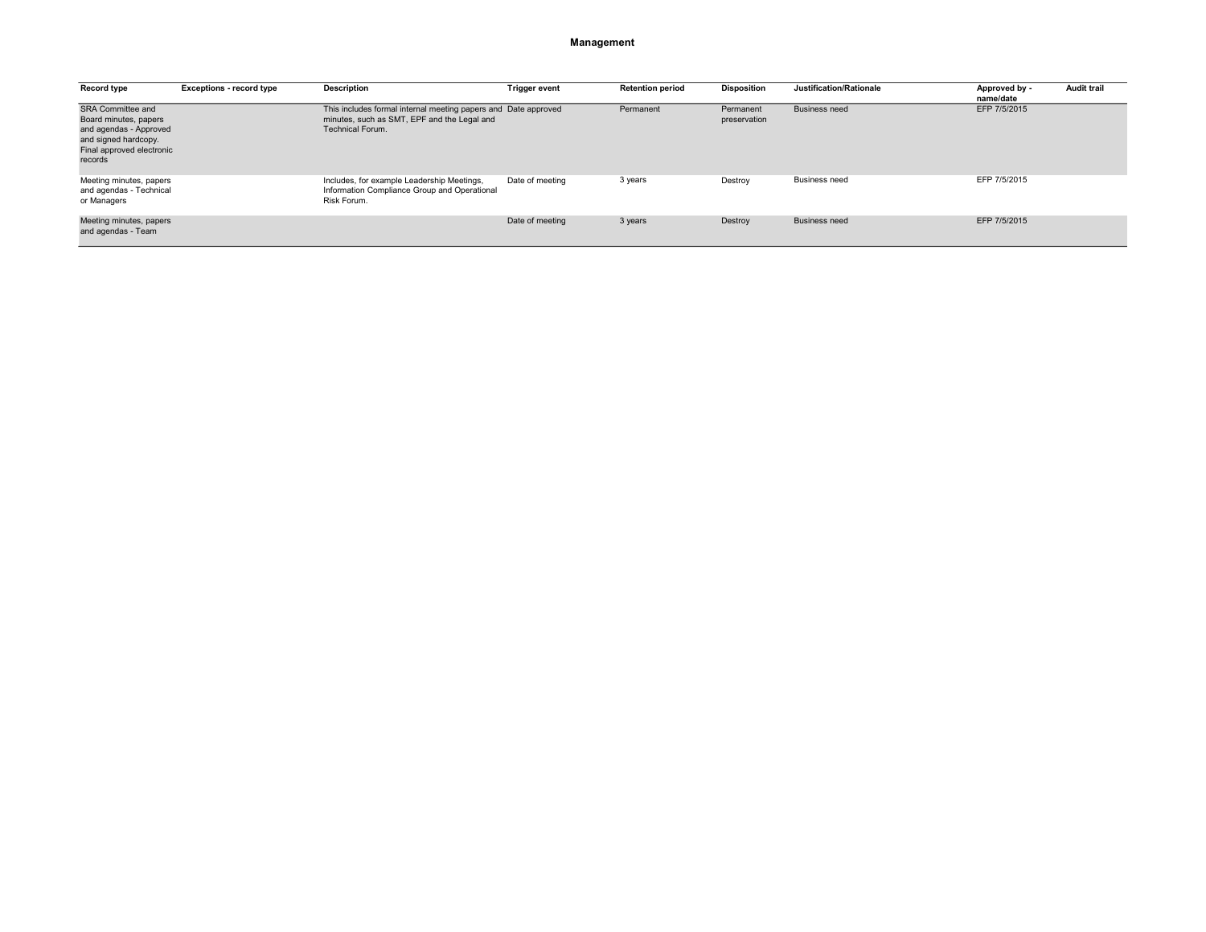## Management

| Record type | Exceptions - record type | Description | Trigger event | Retention period | Disposition | Justification/Rationale | Approved by - name/date | Audit trail |
|---|---|---|---|---|---|---|---|---|
| SRA Committee and Board minutes, papers and agendas - Approved and signed hardcopy. Final approved electronic records | | This includes formal internal meeting papers and minutes, such as SMT, EPF and the Legal and Technical Forum. | Date approved | Permanent | Permanent preservation | Business need | EFP 7/5/2015 | |
| Meeting minutes, papers and agendas - Technical or Managers | | Includes, for example Leadership Meetings, Information Compliance Group and Operational Risk Forum. | Date of meeting | 3 years | Destroy | Business need | EFP 7/5/2015 | |
| Meeting minutes, papers and agendas - Team | | | Date of meeting | 3 years | Destroy | Business need | EFP 7/5/2015 | |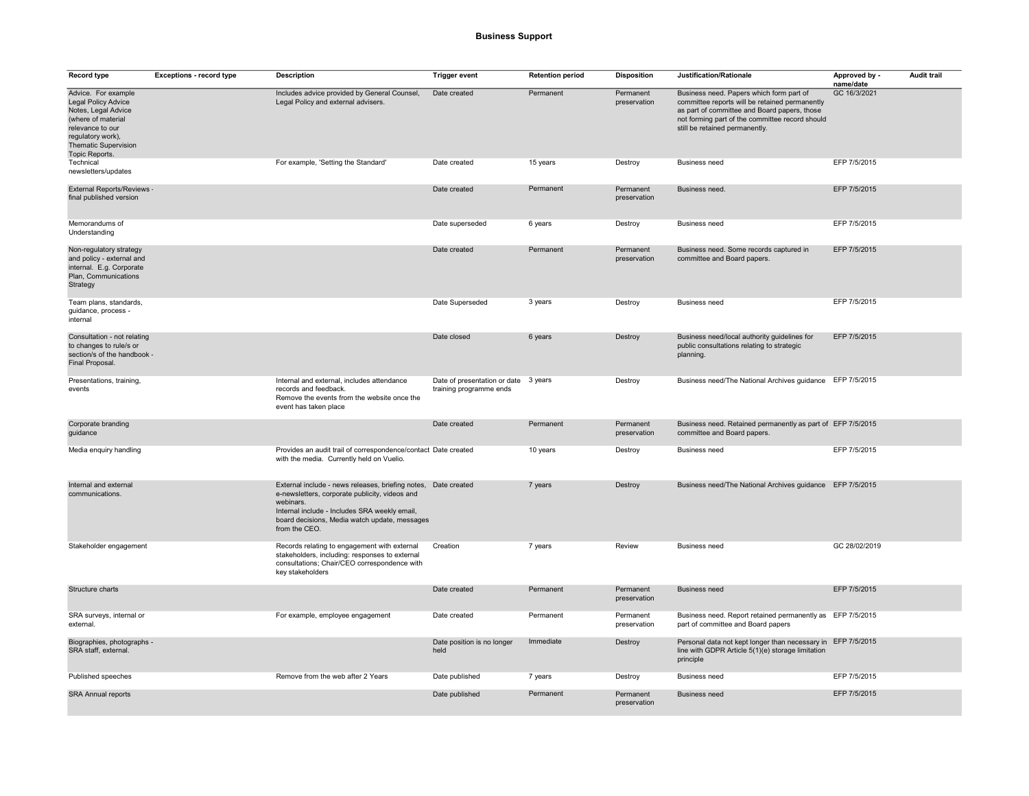# Business Support

| Record type | Exceptions - record type | Description | Trigger event | Retention period | Disposition | Justification/Rationale | Approved by - name/date | Audit trail |
|---|---|---|---|---|---|---|---|---|
| Advice. For example Legal Policy Advice Notes, Legal Advice (where of material relevance to our regulatory work), Thematic Supervision Topic Reports. | | Includes advice provided by General Counsel, Legal Policy and external advisers. | Date created | Permanent | Permanent preservation | Business need. Papers which form part of committee reports will be retained permanently as part of committee and Board papers, those not forming part of the committee record should still be retained permanently. | GC 16/3/2021 | |
| Technical newsletters/updates | | For example, 'Setting the Standard' | Date created | 15 years | Destroy | Business need | EFP 7/5/2015 | |
| External Reports/Reviews - final published version | | | Date created | Permanent | Permanent preservation | Business need. | EFP 7/5/2015 | |
| Memorandums of Understanding | | | Date superseded | 6 years | Destroy | Business need | EFP 7/5/2015 | |
| Non-regulatory strategy and policy - external and internal. E.g. Corporate Plan, Communications Strategy | | | Date created | Permanent | Permanent preservation | Business need. Some records captured in committee and Board papers. | EFP 7/5/2015 | |
| Team plans, standards, guidance, process - internal | | | Date Superseded | 3 years | Destroy | Business need | EFP 7/5/2015 | |
| Consultation - not relating to changes to rule/s or section/s of the handbook - Final Proposal. | | | Date closed | 6 years | Destroy | Business need/local authority guidelines for public consultations relating to strategic planning. | EFP 7/5/2015 | |
| Presentations, training, events | | Internal and external, includes attendance records and feedback. Remove the events from the website once the event has taken place | Date of presentation or date training programme ends | 3 years | Destroy | Business need/The National Archives guidance | EFP 7/5/2015 | |
| Corporate branding guidance | | | Date created | Permanent | Permanent preservation | Business need. Retained permanently as part of committee and Board papers. | EFP 7/5/2015 | |
| Media enquiry handling | | Provides an audit trail of correspondence/contact with the media. Currently held on Vuelio. | Date created | 10 years | Destroy | Business need | EFP 7/5/2015 | |
| Internal and external communications. | | External include - news releases, briefing notes, e-newsletters, corporate publicity, videos and webinars. Internal include - Includes SRA weekly email, board decisions, Media watch update, messages from the CEO. | Date created | 7 years | Destroy | Business need/The National Archives guidance | EFP 7/5/2015 | |
| Stakeholder engagement | | Records relating to engagement with external stakeholders, including: responses to external consultations; Chair/CEO correspondence with key stakeholders | Creation | 7 years | Review | Business need | GC 28/02/2019 | |
| Structure charts | | | Date created | Permanent | Permanent preservation | Business need | EFP 7/5/2015 | |
| SRA surveys, internal or external. | | For example, employee engagement | Date created | Permanent | Permanent preservation | Business need. Report retained permanently as part of committee and Board papers | EFP 7/5/2015 | |
| Biographies, photographs - SRA staff, external. | | | Date position is no longer held | Immediate | Destroy | Personal data not kept longer than necessary in line with GDPR Article 5(1)(e) storage limitation principle | EFP 7/5/2015 | |
| Published speeches | | Remove from the web after 2 Years | Date published | 7 years | Destroy | Business need | EFP 7/5/2015 | |
| SRA Annual reports | | | Date published | Permanent | Permanent preservation | Business need | EFP 7/5/2015 | |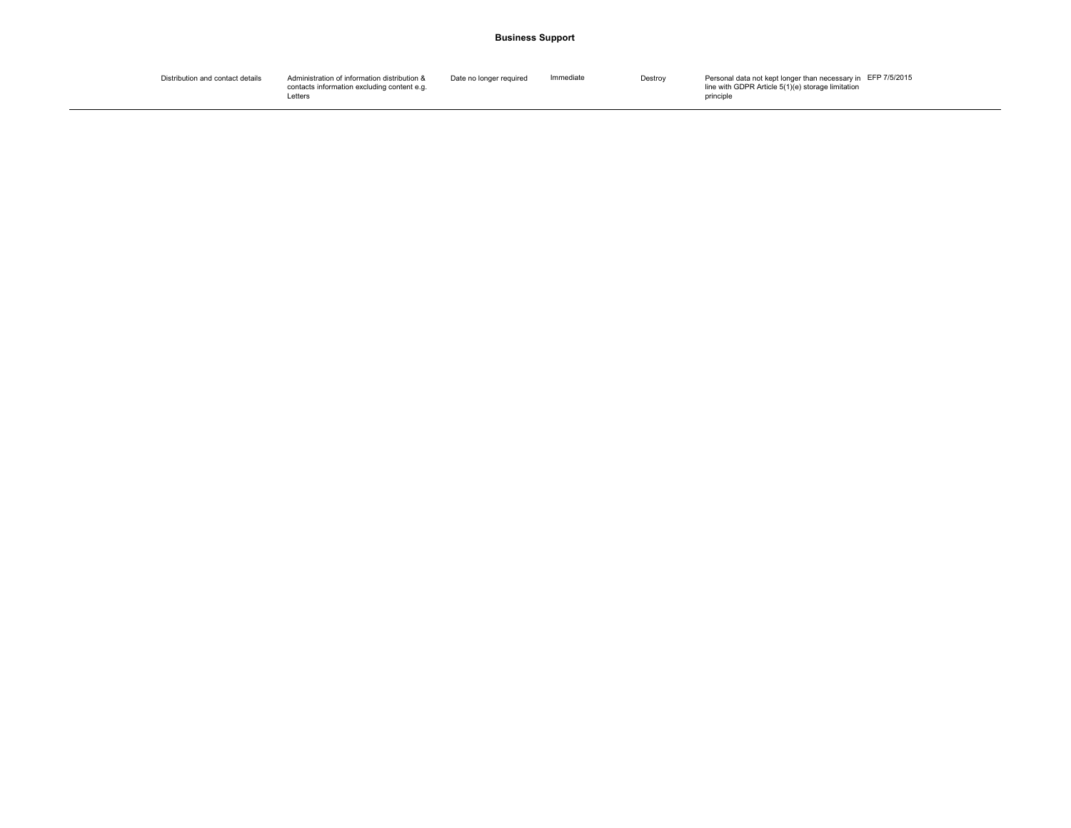**Business Support**

| | | | | | | |
|---|---|---|---|---|---|---|
| Distribution and contact details | Administration of information distribution & contacts information excluding content e.g. Letters | Date no longer required | Immediate | Destroy | Personal data not kept longer than necessary in line with GDPR Article 5(1)(e) storage limitation principle | EFP 7/5/2015 |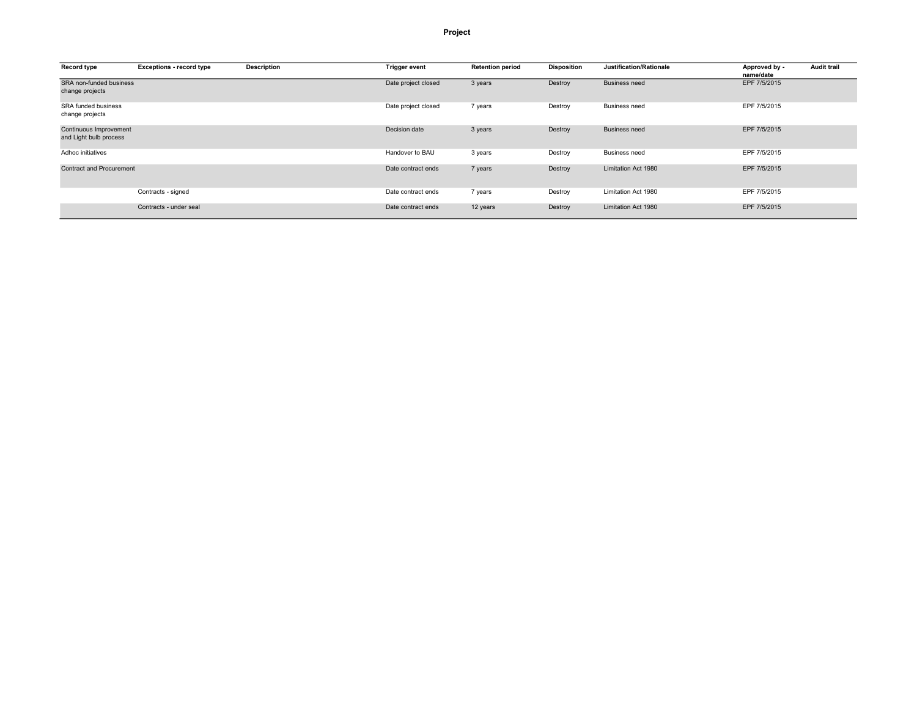# Project

| Record type | Exceptions - record type | Description | Trigger event | Retention period | Disposition | Justification/Rationale | Approved by - name/date | Audit trail |
|---|---|---|---|---|---|---|---|---|
| SRA non-funded business change projects | | | Date project closed | 3 years | Destroy | Business need | EPF 7/5/2015 | |
| SRA funded business change projects | | | Date project closed | 7 years | Destroy | Business need | EPF 7/5/2015 | |
| Continuous Improvement and Light bulb process | | | Decision date | 3 years | Destroy | Business need | EPF 7/5/2015 | |
| Adhoc initiatives | | | Handover to BAU | 3 years | Destroy | Business need | EPF 7/5/2015 | |
| Contract and Procurement | | | Date contract ends | 7 years | Destroy | Limitation Act 1980 | EPF 7/5/2015 | |
| | Contracts - signed | | Date contract ends | 7 years | Destroy | Limitation Act 1980 | EPF 7/5/2015 | |
| | Contracts - under seal | | Date contract ends | 12 years | Destroy | Limitation Act 1980 | EPF 7/5/2015 | |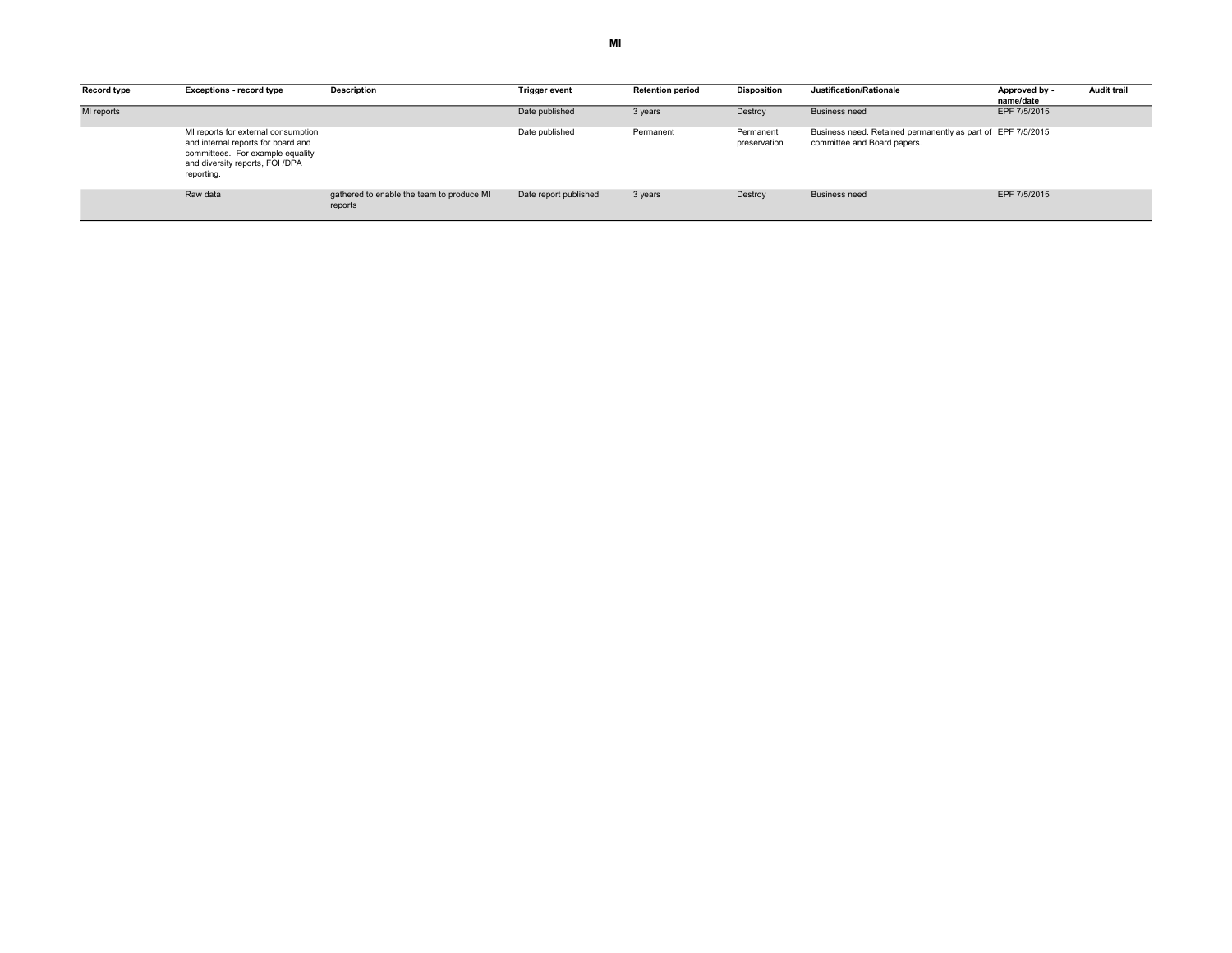# MI

| Record type | Exceptions - record type | Description | Trigger event | Retention period | Disposition | Justification/Rationale | Approved by - name/date | Audit trail |
|---|---|---|---|---|---|---|---|---|
| MI reports | | | Date published | 3 years | Destroy | Business need | EPF 7/5/2015 | |
| | MI reports for external consumption and internal reports for board and committees. For example equality and diversity reports, FOI /DPA reporting. | | Date published | Permanent | Permanent preservation | Business need. Retained permanently as part of committee and Board papers. | EPF 7/5/2015 | |
| | Raw data | gathered to enable the team to produce MI reports | Date report published | 3 years | Destroy | Business need | EPF 7/5/2015 | |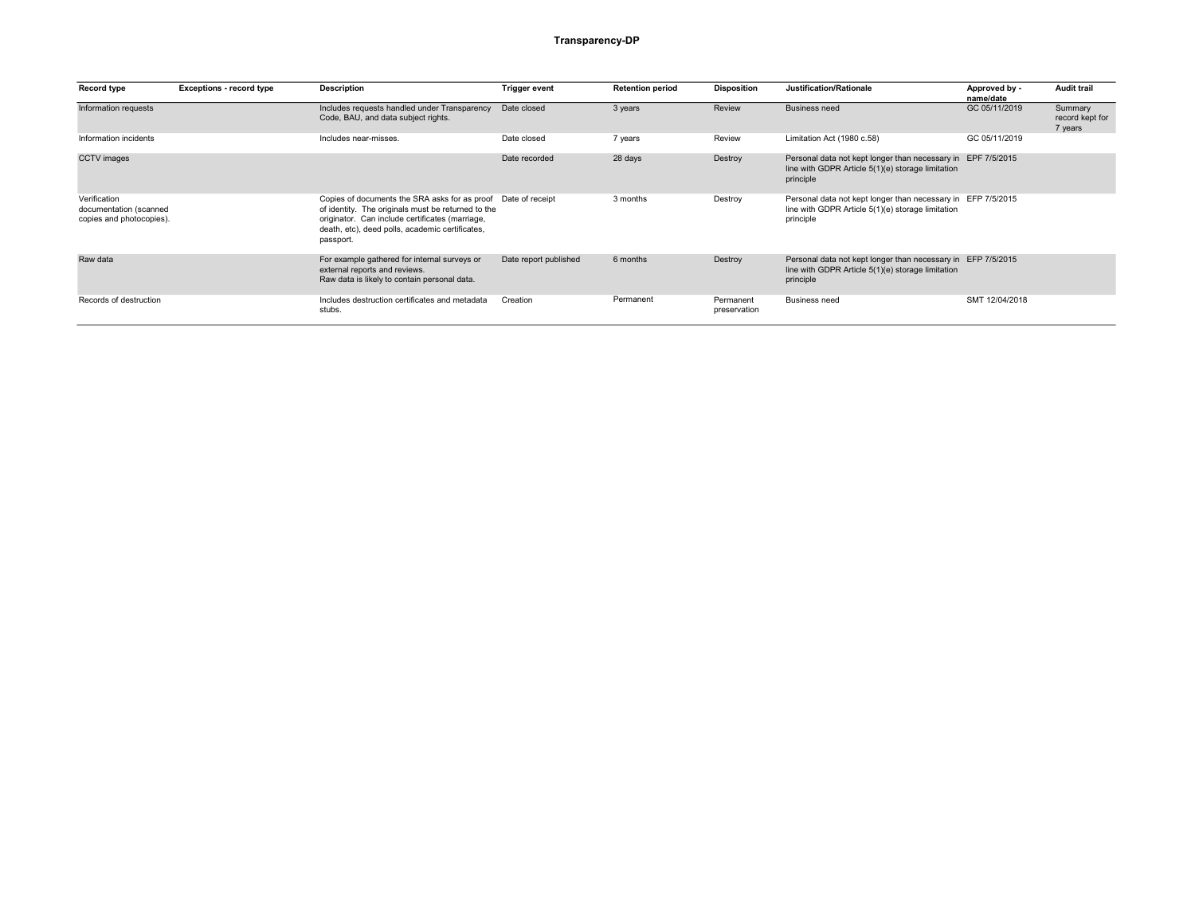**Transparency-DP**

| Record type | Exceptions - record type | Description | Trigger event | Retention period | Disposition | Justification/Rationale | Approved by - name/date | Audit trail |
|---|---|---|---|---|---|---|---|---|
| Information requests | | Includes requests handled under Transparency Code, BAU, and data subject rights. | Date closed | 3 years | Review | Business need | GC 05/11/2019 | Summary record kept for 7 years |
| Information incidents | | Includes near-misses. | Date closed | 7 years | Review | Limitation Act (1980 c.58) | GC 05/11/2019 | |
| CCTV images | | | Date recorded | 28 days | Destroy | Personal data not kept longer than necessary in line with GDPR Article 5(1)(e) storage limitation principle | EPF 7/5/2015 | |
| Verification documentation (scanned copies and photocopies). | | Copies of documents the SRA asks for as proof of identity. The originals must be returned to the originator. Can include certificates (marriage, death, etc), deed polls, academic certificates, passport. | Date of receipt | 3 months | Destroy | Personal data not kept longer than necessary in line with GDPR Article 5(1)(e) storage limitation principle | EFP 7/5/2015 | |
| Raw data | | For example gathered for internal surveys or external reports and reviews. Raw data is likely to contain personal data. | Date report published | 6 months | Destroy | Personal data not kept longer than necessary in line with GDPR Article 5(1)(e) storage limitation principle | EFP 7/5/2015 | |
| Records of destruction | | Includes destruction certificates and metadata stubs. | Creation | Permanent | Permanent preservation | Business need | SMT 12/04/2018 | |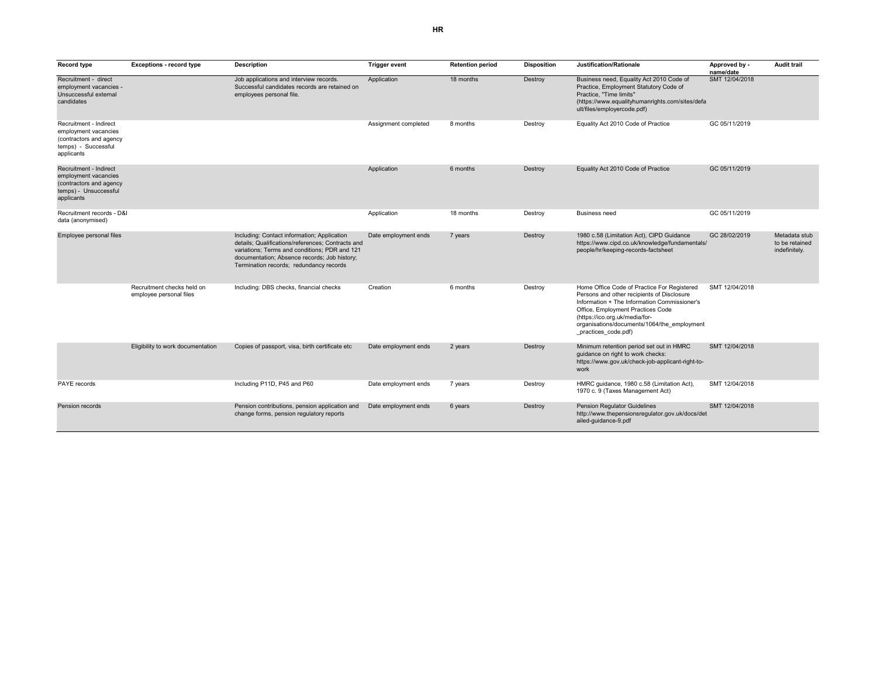# HR

| Record type | Exceptions - record type | Description | Trigger event | Retention period | Disposition | Justification/Rationale | Approved by - name/date | Audit trail |
|---|---|---|---|---|---|---|---|---|
| Recruitment - direct employment vacancies - Unsuccessful external candidates | | Job applications and interview records. Successful candidates records are retained on employees personal file. | Application | 18 months | Destroy | Business need, Equality Act 2010 Code of Practice, Employment Statutory Code of Practice, "Time limits" (https://www.equalityhumanrights.com/sites/default/files/employercode.pdf) | SMT 12/04/2018 | |
| Recruitment - Indirect employment vacancies (contractors and agency temps) - Successful applicants | | | Assignment completed | 8 months | Destroy | Equality Act 2010 Code of Practice | GC 05/11/2019 | |
| Recruitment - Indirect employment vacancies (contractors and agency temps) - Unsuccessful applicants | | | Application | 6 months | Destroy | Equality Act 2010 Code of Practice | GC 05/11/2019 | |
| Recruitment records - D&I data (anonymised) | | | Application | 18 months | Destroy | Business need | GC 05/11/2019 | |
| Employee personal files | | Including: Contact information; Application details; Qualifications/references; Contracts and variations; Terms and conditions; PDR and 121 documentation; Absence records; Job history; Termination records; redundancy records | Date employment ends | 7 years | Destroy | 1980 c.58 (Limitation Act), CIPD Guidance https://www.cipd.co.uk/knowledge/fundamentals/people/hr/keeping-records-factsheet | GC 28/02/2019 | Metadata stub to be retained indefinitely. |
| | Recruitment checks held on employee personal files | Including: DBS checks, financial checks | Creation | 6 months | Destroy | Home Office Code of Practice For Registered Persons and other recipients of Disclosure Information + The Information Commissioner's Office, Employment Practices Code (https://ico.org.uk/media/for-organisations/documents/1064/the_employment_practices_code.pdf) | SMT 12/04/2018 | |
| | Eligibility to work documentation | Copies of passport, visa, birth certificate etc | Date employment ends | 2 years | Destroy | Minimum retention period set out in HMRC guidance on right to work checks: https://www.gov.uk/check-job-applicant-right-to-work | SMT 12/04/2018 | |
| PAYE records | | Including P11D, P45 and P60 | Date employment ends | 7 years | Destroy | HMRC guidance, 1980 c.58 (Limitation Act), 1970 c. 9 (Taxes Management Act) | SMT 12/04/2018 | |
| Pension records | | Pension contributions, pension application and change forms, pension regulatory reports | Date employment ends | 6 years | Destroy | Pension Regulator Guidelines http://www.thepensionsregulator.gov.uk/docs/detailed-guidance-9.pdf | SMT 12/04/2018 | |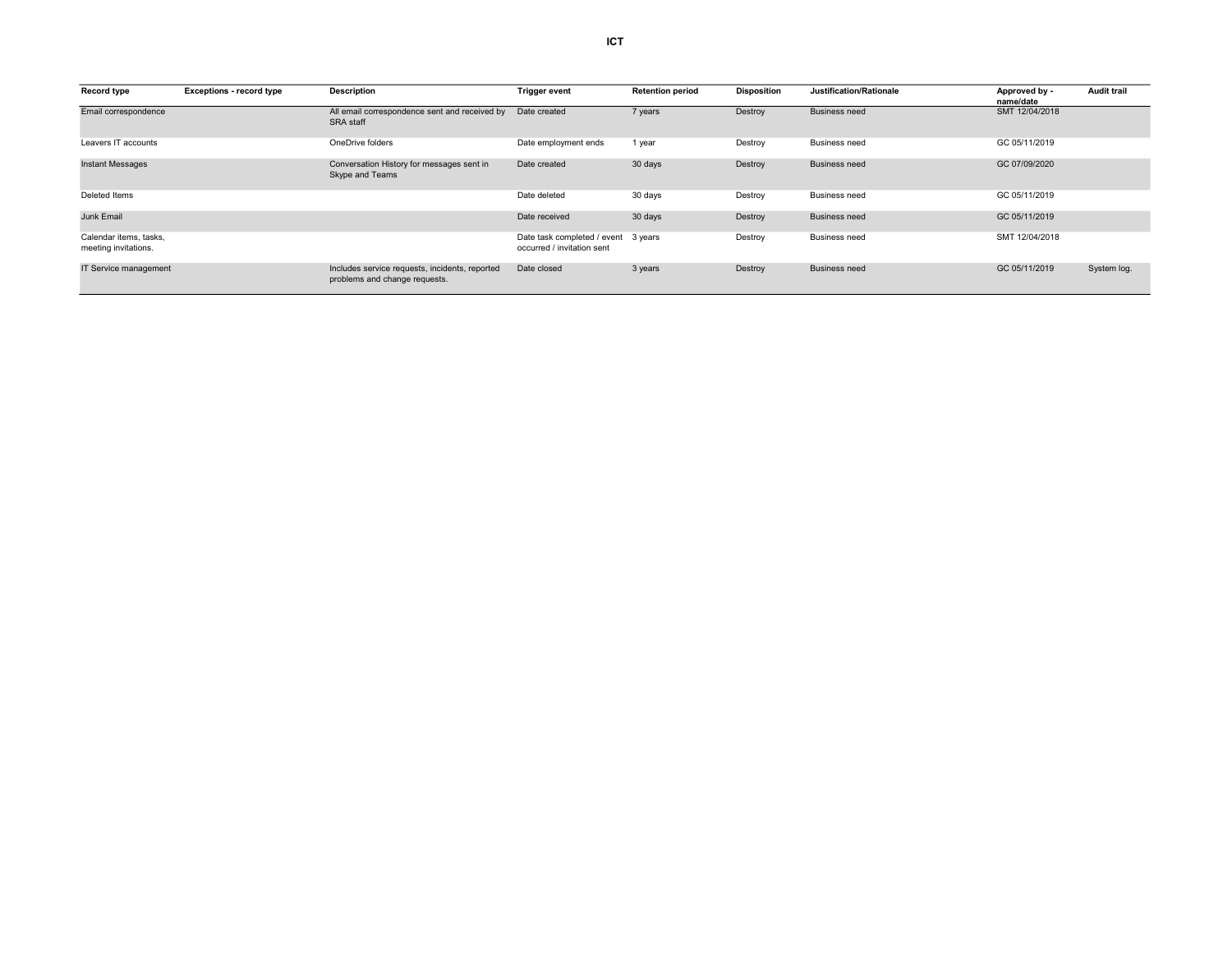# ICT

| Record type | Exceptions - record type | Description | Trigger event | Retention period | Disposition | Justification/Rationale | Approved by - name/date | Audit trail |
|---|---|---|---|---|---|---|---|---|
| Email correspondence | | All email correspondence sent and received by SRA staff | Date created | 7 years | Destroy | Business need | SMT 12/04/2018 | |
| Leavers IT accounts | | OneDrive folders | Date employment ends | 1 year | Destroy | Business need | GC 05/11/2019 | |
| Instant Messages | | Conversation History for messages sent in Skype and Teams | Date created | 30 days | Destroy | Business need | GC 07/09/2020 | |
| Deleted Items | | | Date deleted | 30 days | Destroy | Business need | GC 05/11/2019 | |
| Junk Email | | | Date received | 30 days | Destroy | Business need | GC 05/11/2019 | |
| Calendar items, tasks, meeting invitations. | | | Date task completed / event occurred / invitation sent | 3 years | Destroy | Business need | SMT 12/04/2018 | |
| IT Service management | | Includes service requests, incidents, reported problems and change requests. | Date closed | 3 years | Destroy | Business need | GC 05/11/2019 | System log. |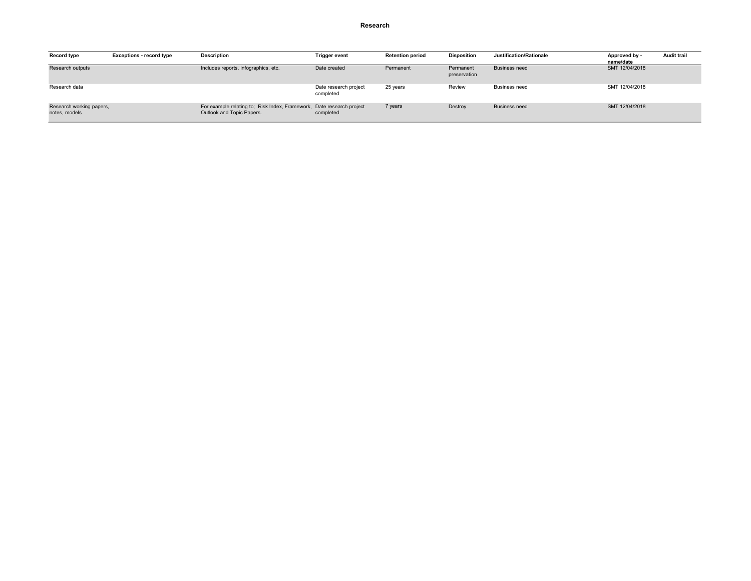# Research

| Record type | Exceptions - record type | Description | Trigger event | Retention period | Disposition | Justification/Rationale | Approved by - name/date | Audit trail |
|---|---|---|---|---|---|---|---|---|
| Research outputs | | Includes reports, infographics, etc. | Date created | Permanent | Permanent preservation | Business need | SMT 12/04/2018 | |
| Research data | | | Date research project completed | 25 years | Review | Business need | SMT 12/04/2018 | |
| Research working papers, notes, models | | For example relating to; Risk Index, Framework, Outlook and Topic Papers. | Date research project completed | 7 years | Destroy | Business need | SMT 12/04/2018 | |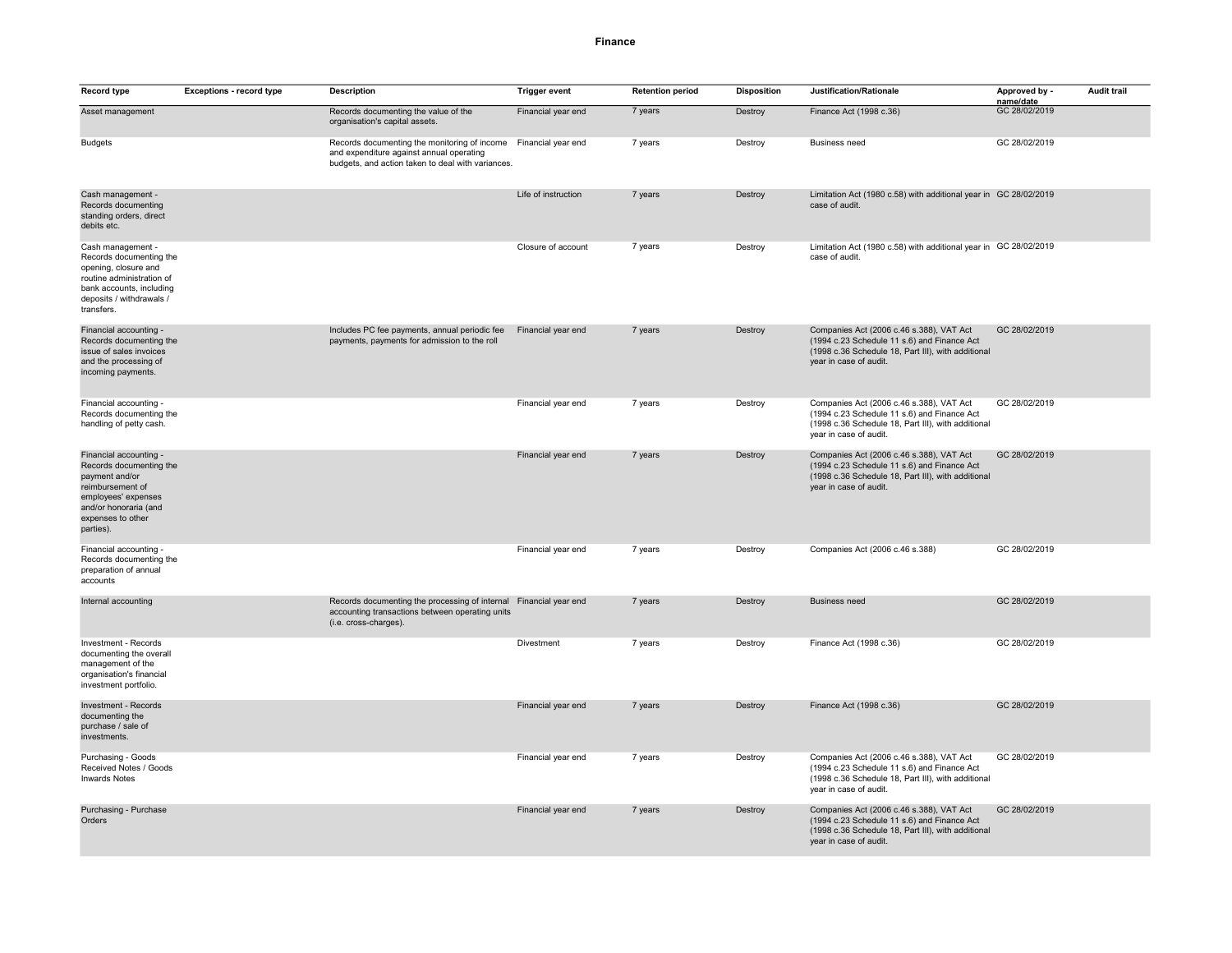# Finance

| Record type | Exceptions - record type | Description | Trigger event | Retention period | Disposition | Justification/Rationale | Approved by - name/date | Audit trail |
|---|---|---|---|---|---|---|---|---|
| Asset management | | Records documenting the value of the organisation's capital assets. | Financial year end | 7 years | Destroy | Finance Act (1998 c.36) | GC 28/02/2019 | |
| Budgets | | Records documenting the monitoring of income and expenditure against annual operating budgets, and action taken to deal with variances. | Financial year end | 7 years | Destroy | Business need | GC 28/02/2019 | |
| Cash management - Records documenting standing orders, direct debits etc. | | | Life of instruction | 7 years | Destroy | Limitation Act (1980 c.58) with additional year in case of audit. | GC 28/02/2019 | |
| Cash management - Records documenting the opening, closure and routine administration of bank accounts, including deposits / withdrawals / transfers. | | | Closure of account | 7 years | Destroy | Limitation Act (1980 c.58) with additional year in case of audit. | GC 28/02/2019 | |
| Financial accounting - Records documenting the issue of sales invoices and the processing of incoming payments. | | Includes PC fee payments, annual periodic fee payments, payments for admission to the roll | Financial year end | 7 years | Destroy | Companies Act (2006 c.46 s.388), VAT Act (1994 c.23 Schedule 11 s.6) and Finance Act (1998 c.36 Schedule 18, Part III), with additional year in case of audit. | GC 28/02/2019 | |
| Financial accounting - Records documenting the handling of petty cash. | | | Financial year end | 7 years | Destroy | Companies Act (2006 c.46 s.388), VAT Act (1994 c.23 Schedule 11 s.6) and Finance Act (1998 c.36 Schedule 18, Part III), with additional year in case of audit. | GC 28/02/2019 | |
| Financial accounting - Records documenting the payment and/or reimbursement of employees' expenses and/or honoraria (and expenses to other parties). | | | Financial year end | 7 years | Destroy | Companies Act (2006 c.46 s.388), VAT Act (1994 c.23 Schedule 11 s.6) and Finance Act (1998 c.36 Schedule 18, Part III), with additional year in case of audit. | GC 28/02/2019 | |
| Financial accounting - Records documenting the preparation of annual accounts | | | Financial year end | 7 years | Destroy | Companies Act (2006 c.46 s.388) | GC 28/02/2019 | |
| Internal accounting | | Records documenting the processing of internal accounting transactions between operating units (i.e. cross-charges). | Financial year end | 7 years | Destroy | Business need | GC 28/02/2019 | |
| Investment - Records documenting the overall management of the organisation's financial investment portfolio. | | | Divestment | 7 years | Destroy | Finance Act (1998 c.36) | GC 28/02/2019 | |
| Investment - Records documenting the purchase / sale of investments. | | | Financial year end | 7 years | Destroy | Finance Act (1998 c.36) | GC 28/02/2019 | |
| Purchasing - Goods Received Notes / Goods Inwards Notes | | | Financial year end | 7 years | Destroy | Companies Act (2006 c.46 s.388), VAT Act (1994 c.23 Schedule 11 s.6) and Finance Act (1998 c.36 Schedule 18, Part III), with additional year in case of audit. | GC 28/02/2019 | |
| Purchasing - Purchase Orders | | | Financial year end | 7 years | Destroy | Companies Act (2006 c.46 s.388), VAT Act (1994 c.23 Schedule 11 s.6) and Finance Act (1998 c.36 Schedule 18, Part III), with additional year in case of audit. | GC 28/02/2019 | |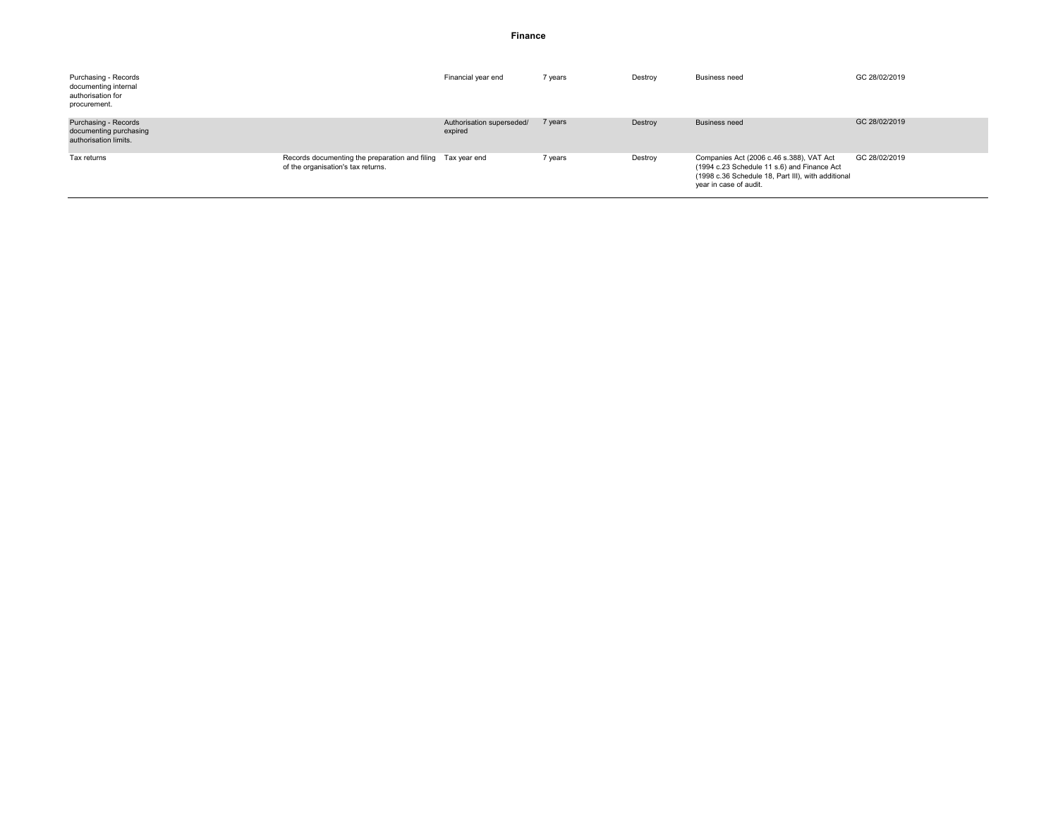## Finance

| | | | | | | |
|---|---|---|---|---|---|---|
| Purchasing - Records documenting internal authorisation for procurement. | | Financial year end | 7 years | Destroy | Business need | GC 28/02/2019 |
| Purchasing - Records documenting purchasing authorisation limits. | | Authorisation superseded/ expired | 7 years | Destroy | Business need | GC 28/02/2019 |
| Tax returns | Records documenting the preparation and filing of the organisation's tax returns. | Tax year end | 7 years | Destroy | Companies Act (2006 c.46 s.388), VAT Act (1994 c.23 Schedule 11 s.6) and Finance Act (1998 c.36 Schedule 18, Part III), with additional year in case of audit. | GC 28/02/2019 |